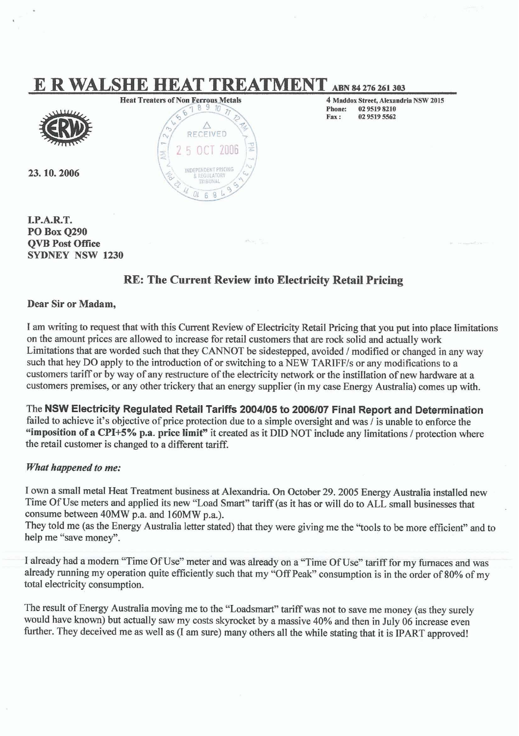# E R WALSHE HEAT TREATMENT ABN 84 276 261 303

**Heat Treaters of Non Ferrous Metals**

**4 Maddox Street, Alexandria NSW 2015**
**Phone: 02 9519 8210**
**Fax: 02 9519 5562**

RECEIVED 25 OCT 2006 INDEPENDENT PRICING & REGULATORY TRIBUNAL

**23. 10. 2006**

**I.P.A.R.T.**
**PO Box Q290**
**QVB Post Office**
**SYDNEY NSW 1230**

## RE: The Current Review into Electricity Retail Pricing

**Dear Sir or Madam,**

I am writing to request that with this Current Review of Electricity Retail Pricing that you put into place limitations on the amount prices are allowed to increase for retail customers that are rock solid and actually work Limitations that are worded such that they CANNOT be sidestepped, avoided / modified or changed in any way such that hey DO apply to the introduction of or switching to a NEW TARIFF/s or any modifications to a customers tariff or by way of any restructure of the electricity network or the instillation of new hardware at a customers premises, or any other trickery that an energy supplier (in my case Energy Australia) comes up with.

The **NSW Electricity Regulated Retail Tariffs 2004/05 to 2006/07 Final Report and Determination** failed to achieve it's objective of price protection due to a simple oversight and was / is unable to enforce the **"imposition of a CPI+5% p.a. price limit"** it created as it DID NOT include any limitations / protection where the retail customer is changed to a different tariff.

***What happened to me:***

I own a small metal Heat Treatment business at Alexandria. On October 29. 2005 Energy Australia installed new Time Of Use meters and applied its new "Load Smart" tariff (as it has or will do to ALL small businesses that consume between 40MW p.a. and 160MW p.a.).
They told me (as the Energy Australia letter stated) that they were giving me the "tools to be more efficient" and to help me "save money".

I already had a modern "Time Of Use" meter and was already on a "Time Of Use" tariff for my furnaces and was already running my operation quite efficiently such that my "Off Peak" consumption is in the order of 80% of my total electricity consumption.

The result of Energy Australia moving me to the "Loadsmart" tariff was not to save me money (as they surely would have known) but actually saw my costs skyrocket by a massive 40% and then in July 06 increase even further. They deceived me as well as (I am sure) many others all the while stating that it is IPART approved!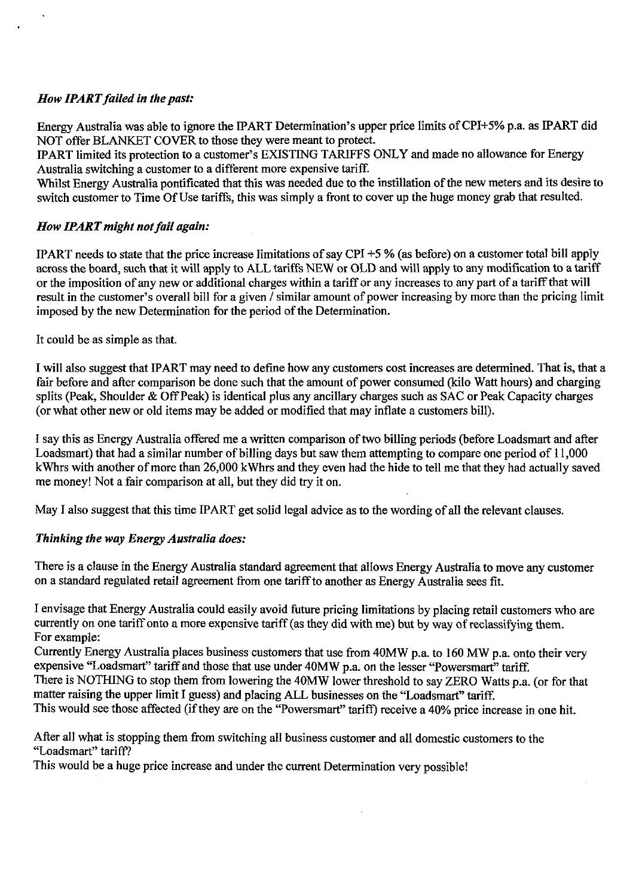***How IPART failed in the past:***

Energy Australia was able to ignore the IPART Determination's upper price limits of CPI+5% p.a. as IPART did NOT offer BLANKET COVER to those they were meant to protect.
IPART limited its protection to a customer's EXISTING TARIFFS ONLY and made no allowance for Energy Australia switching a customer to a different more expensive tariff.
Whilst Energy Australia pontificated that this was needed due to the instillation of the new meters and its desire to switch customer to Time Of Use tariffs, this was simply a front to cover up the huge money grab that resulted.

***How IPART might not fail again:***

IPART needs to state that the price increase limitations of say CPI +5 % (as before) on a customer total bill apply across the board, such that it will apply to ALL tariffs NEW or OLD and will apply to any modification to a tariff or the imposition of any new or additional charges within a tariff or any increases to any part of a tariff that will result in the customer's overall bill for a given / similar amount of power increasing by more than the pricing limit imposed by the new Determination for the period of the Determination.

It could be as simple as that.

I will also suggest that IPART may need to define how any customers cost increases are determined. That is, that a fair before and after comparison be done such that the amount of power consumed (kilo Watt hours) and charging splits (Peak, Shoulder & Off Peak) is identical plus any ancillary charges such as SAC or Peak Capacity charges (or what other new or old items may be added or modified that may inflate a customers bill).

I say this as Energy Australia offered me a written comparison of two billing periods (before Loadsmart and after Loadsmart) that had a similar number of billing days but saw them attempting to compare one period of 11,000 kWhrs with another of more than 26,000 kWhrs and they even had the hide to tell me that they had actually saved me money! Not a fair comparison at all, but they did try it on.

May I also suggest that this time IPART get solid legal advice as to the wording of all the relevant clauses.

***Thinking the way Energy Australia does:***

There is a clause in the Energy Australia standard agreement that allows Energy Australia to move any customer on a standard regulated retail agreement from one tariff to another as Energy Australia sees fit.

I envisage that Energy Australia could easily avoid future pricing limitations by placing retail customers who are currently on one tariff onto a more expensive tariff (as they did with me) but by way of reclassifying them.
For example:
Currently Energy Australia places business customers that use from 40MW p.a. to 160 MW p.a. onto their very expensive "Loadsmart" tariff and those that use under 40MW p.a. on the lesser "Powersmart" tariff.
There is NOTHING to stop them from lowering the 40MW lower threshold to say ZERO Watts p.a. (or for that matter raising the upper limit I guess) and placing ALL businesses on the "Loadsmart" tariff.
This would see those affected (if they are on the "Powersmart" tariff) receive a 40% price increase in one hit.

After all what is stopping them from switching all business customer and all domestic customers to the "Loadsmart" tariff?
This would be a huge price increase and under the current Determination very possible!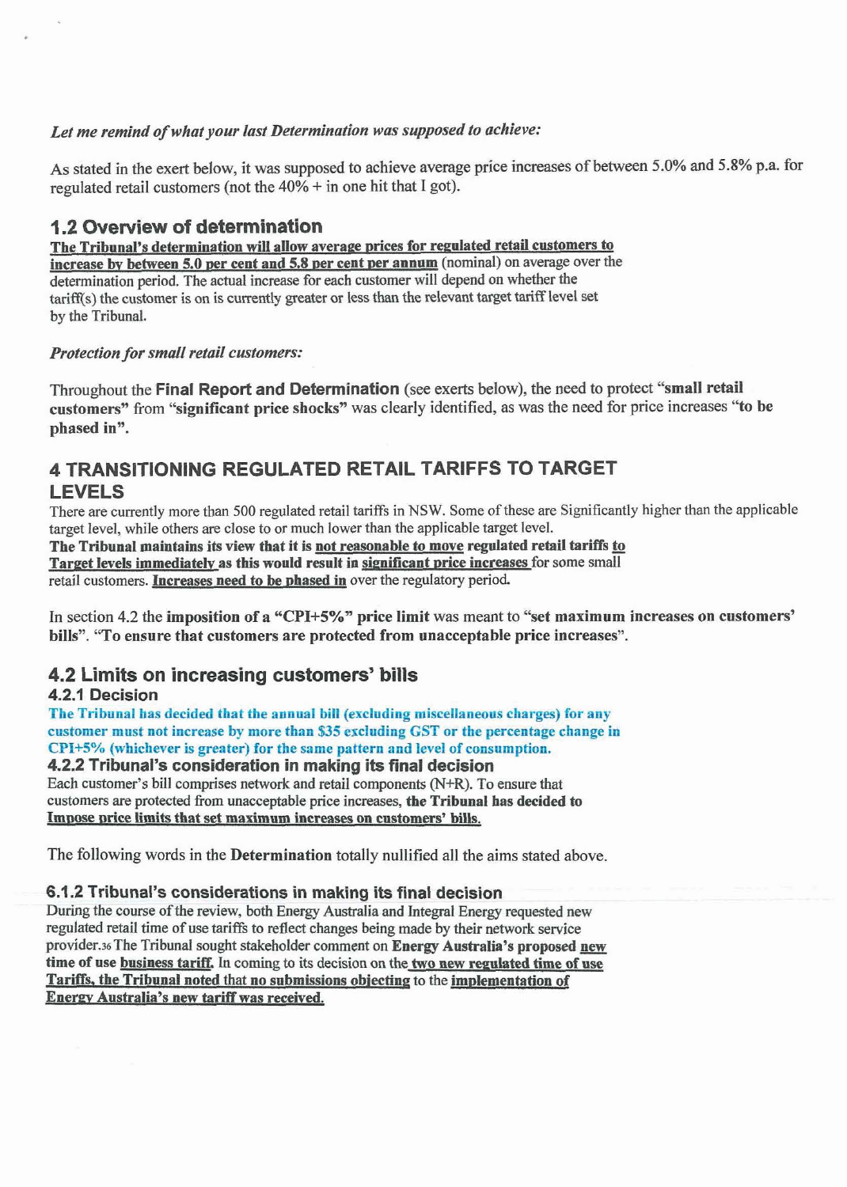*Let me remind of what your last Determination was supposed to achieve:*

As stated in the exert below, it was supposed to achieve average price increases of between 5.0% and 5.8% p.a. for regulated retail customers (not the 40% + in one hit that I got).

## 1.2 Overview of determination

**<u>The Tribunal's determination will allow average prices for regulated retail customers to increase by between 5.0 per cent and 5.8 per cent per annum</u>** (nominal) on average over the determination period. The actual increase for each customer will depend on whether the tariff(s) the customer is on is currently greater or less than the relevant target tariff level set by the Tribunal.

*Protection for small retail customers:*

Throughout the **Final Report and Determination** (see exerts below), the need to protect **"small retail customers"** from **"significant price shocks"** was clearly identified, as was the need for price increases **"to be phased in"**.

## 4 TRANSITIONING REGULATED RETAIL TARIFFS TO TARGET LEVELS

There are currently more than 500 regulated retail tariffs in NSW. Some of these are Significantly higher than the applicable target level, while others are close to or much lower than the applicable target level.

**The Tribunal maintains its view that it is <u>not reasonable to move</u> regulated retail tariffs <u>to Target levels immediately</u> as this would result in <u>significant price increases</u>** for some small retail customers. **<u>Increases need to be phased in</u>** over the regulatory period.

In section 4.2 the **imposition of a "CPI+5%" price limit** was meant to **"set maximum increases on customers' bills". "To ensure that customers are protected from unacceptable price increases".**

## 4.2 Limits on increasing customers' bills

### 4.2.1 Decision

**The Tribunal has decided that the annual bill (excluding miscellaneous charges) for any customer must not increase by more than $35 excluding GST or the percentage change in CPI+5% (whichever is greater) for the same pattern and level of consumption.**

### 4.2.2 Tribunal's consideration in making its final decision

Each customer's bill comprises network and retail components (N+R). To ensure that customers are protected from unacceptable price increases, **the Tribunal has decided to <u>Impose price limits that set maximum increases on customers' bills.</u>**

The following words in the **Determination** totally nullified all the aims stated above.

### 6.1.2 Tribunal's considerations in making its final decision

During the course of the review, both Energy Australia and Integral Energy requested new regulated retail time of use tariffs to reflect changes being made by their network service provider.[36] The Tribunal sought stakeholder comment on **Energy Australia's proposed <u>new</u> time of use <u>business tariff</u>.** In coming to its decision on the **<u>two new regulated time of use Tariffs, the Tribunal noted that no submissions objecting</u>** to the **<u>implementation of Energy Australia's new tariff was received.</u>**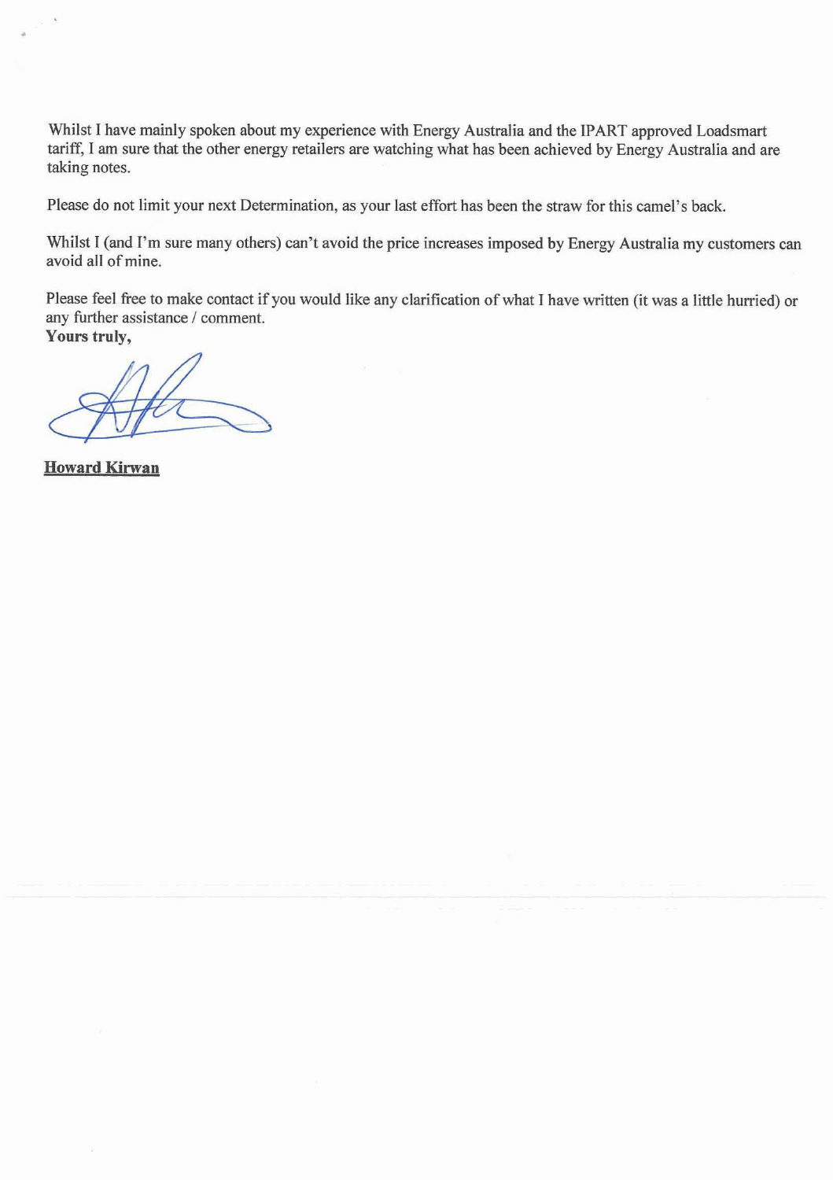Whilst I have mainly spoken about my experience with Energy Australia and the IPART approved Loadsmart tariff, I am sure that the other energy retailers are watching what has been achieved by Energy Australia and are taking notes.

Please do not limit your next Determination, as your last effort has been the straw for this camel's back.

Whilst I (and I'm sure many others) can't avoid the price increases imposed by Energy Australia my customers can avoid all of mine.

Please feel free to make contact if you would like any clarification of what I have written (it was a little hurried) or any further assistance / comment.

**Yours truly,**

**Howard Kirwan**